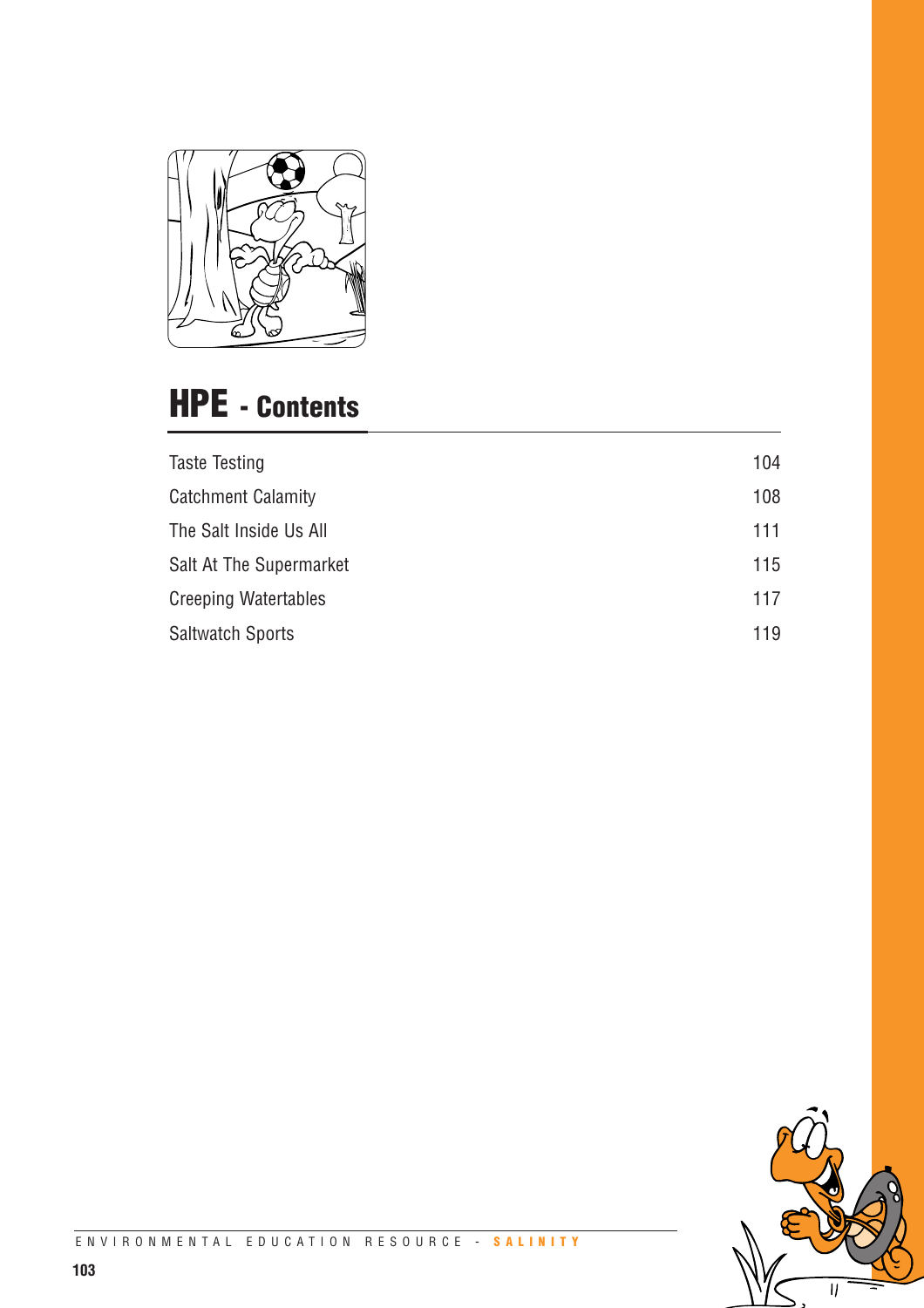# HPE - Contents

| | |
|---|---|
| Taste Testing | 104 |
| Catchment Calamity | 108 |
| The Salt Inside Us All | 111 |
| Salt At The Supermarket | 115 |
| Creeping Watertables | 117 |
| Saltwatch Sports | 119 |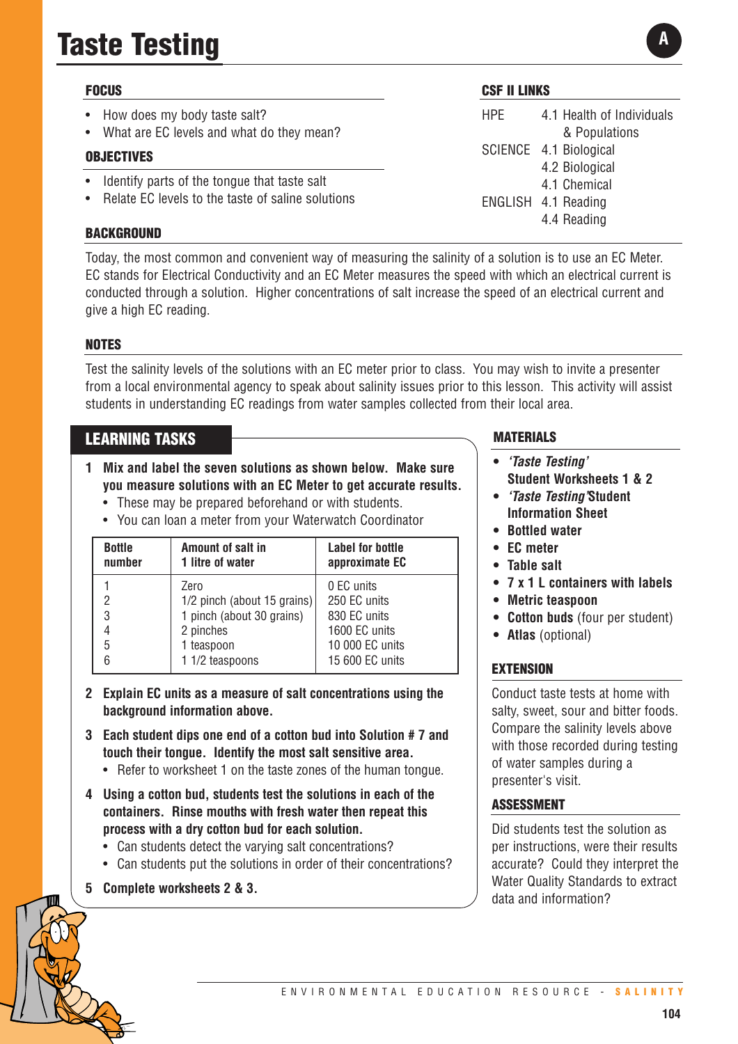# Taste Testing

A

## FOCUS

- How does my body taste salt?
- What are EC levels and what do they mean?

## OBJECTIVES

- Identify parts of the tongue that taste salt
- Relate EC levels to the taste of saline solutions

## CSF II LINKS

| | |
|---|---|
| HPE | 4.1 Health of Individuals & Populations |
| SCIENCE | 4.1 Biological |
| | 4.2 Biological |
| | 4.1 Chemical |
| ENGLISH | 4.1 Reading |
| | 4.4 Reading |

## BACKGROUND

Today, the most common and convenient way of measuring the salinity of a solution is to use an EC Meter. EC stands for Electrical Conductivity and an EC Meter measures the speed with which an electrical current is conducted through a solution. Higher concentrations of salt increase the speed of an electrical current and give a high EC reading.

## NOTES

Test the salinity levels of the solutions with an EC meter prior to class. You may wish to invite a presenter from a local environmental agency to speak about salinity issues prior to this lesson. This activity will assist students in understanding EC readings from water samples collected from their local area.

## LEARNING TASKS

1. **Mix and label the seven solutions as shown below. Make sure you measure solutions with an EC Meter to get accurate results.**
   - These may be prepared beforehand or with students.
   - You can loan a meter from your Waterwatch Coordinator

| Bottle number | Amount of salt in 1 litre of water | Label for bottle approximate EC |
|---|---|---|
| 1 | Zero | 0 EC units |
| 2 | 1/2 pinch (about 15 grains) | 250 EC units |
| 3 | 1 pinch (about 30 grains) | 830 EC units |
| 4 | 2 pinches | 1600 EC units |
| 5 | 1 teaspoon | 10 000 EC units |
| 6 | 1 1/2 teaspoons | 15 600 EC units |

2. **Explain EC units as a measure of salt concentrations using the background information above.**
3. **Each student dips one end of a cotton bud into Solution # 7 and touch their tongue. Identify the most salt sensitive area.**
   - Refer to worksheet 1 on the taste zones of the human tongue.
4. **Using a cotton bud, students test the solutions in each of the containers. Rinse mouths with fresh water then repeat this process with a dry cotton bud for each solution.**
   - Can students detect the varying salt concentrations?
   - Can students put the solutions in order of their concentrations?
5. **Complete worksheets 2 & 3.**

## MATERIALS

- ***'Taste Testing'* Student Worksheets 1 & 2**
- ***'Taste Testing'* Student Information Sheet**
- **Bottled water**
- **EC meter**
- **Table salt**
- **7 x 1 L containers with labels**
- **Metric teaspoon**
- **Cotton buds** (four per student)
- **Atlas** (optional)

## EXTENSION

Conduct taste tests at home with salty, sweet, sour and bitter foods. Compare the salinity levels above with those recorded during testing of water samples during a presenter's visit.

## ASSESSMENT

Did students test the solution as per instructions, were their results accurate? Could they interpret the Water Quality Standards to extract data and information?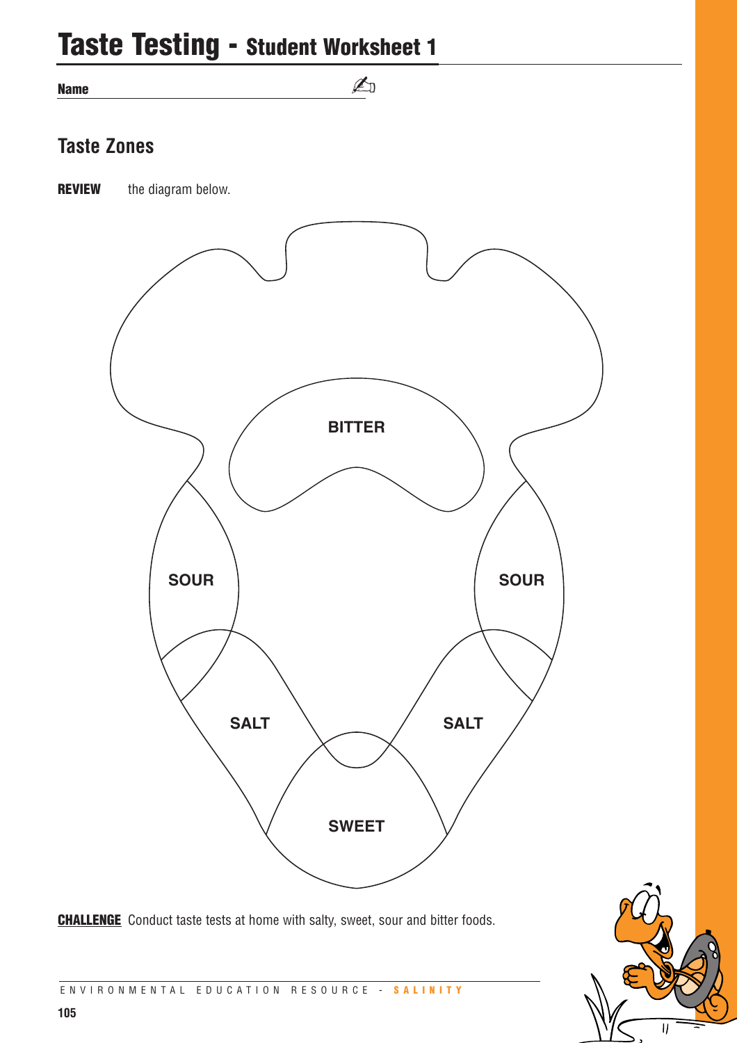# Taste Testing - Student Worksheet 1

**Name** ____________________

## Taste Zones

**REVIEW** the diagram below.

BITTER

SOUR

SOUR

SALT

SALT

SWEET

**CHALLENGE** Conduct taste tests at home with salty, sweet, sour and bitter foods.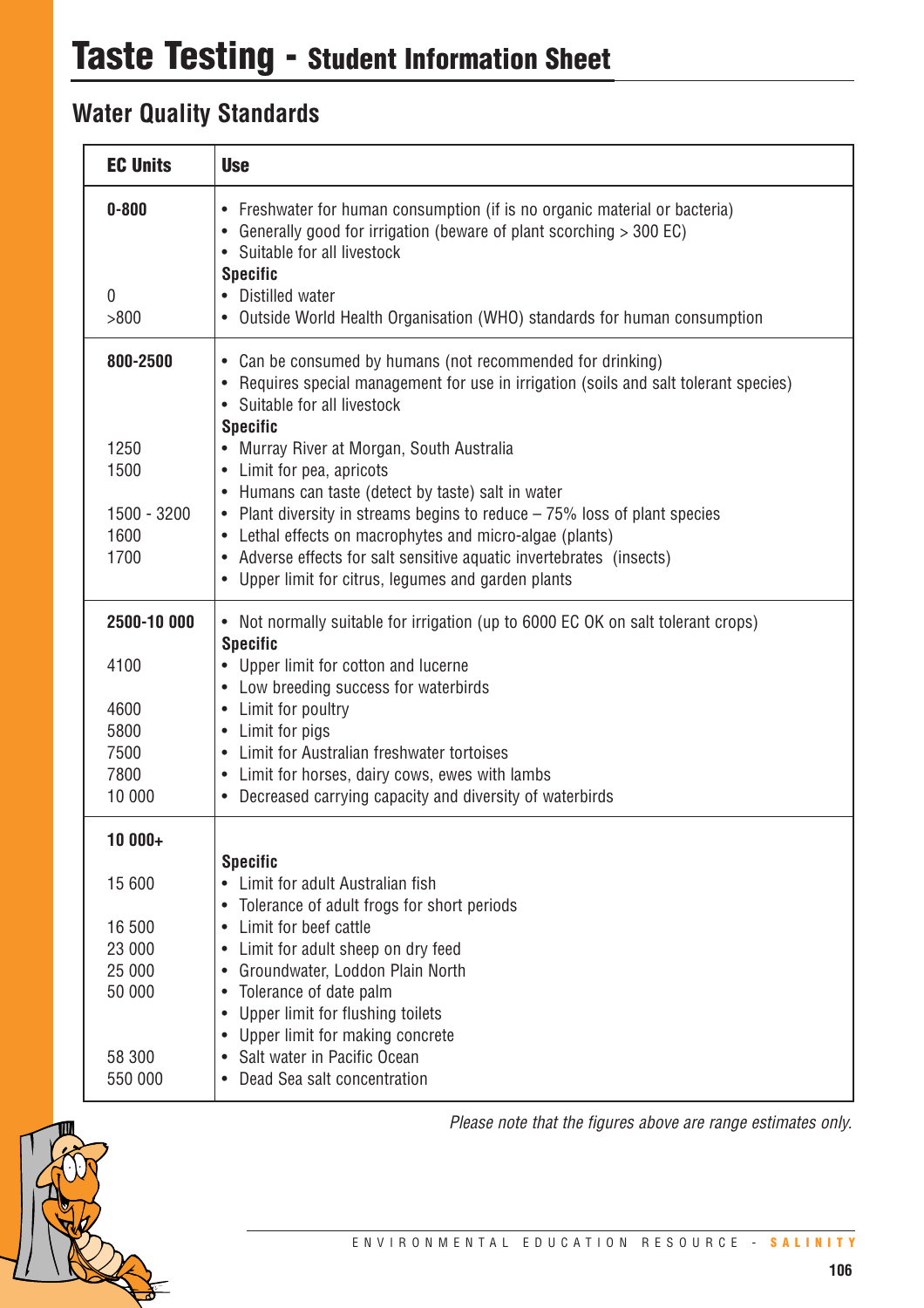# Taste Testing - Student Information Sheet

## Water Quality Standards

| EC Units | Use |
|---|---|
| **0-800** | • Freshwater for human consumption (if is no organic material or bacteria)<br>• Generally good for irrigation (beware of plant scorching > 300 EC)<br>• Suitable for all livestock |
| | **Specific** |
| 0 | • Distilled water |
| >800 | • Outside World Health Organisation (WHO) standards for human consumption |
| **800-2500** | • Can be consumed by humans (not recommended for drinking)<br>• Requires special management for use in irrigation (soils and salt tolerant species)<br>• Suitable for all livestock |
| | **Specific** |
| 1250 | • Murray River at Morgan, South Australia |
| 1500 | • Limit for pea, apricots<br>• Humans can taste (detect by taste) salt in water |
| 1500 - 3200 | • Plant diversity in streams begins to reduce – 75% loss of plant species |
| 1600 | • Lethal effects on macrophytes and micro-algae (plants) |
| 1700 | • Adverse effects for salt sensitive aquatic invertebrates (insects)<br>• Upper limit for citrus, legumes and garden plants |
| **2500-10 000** | • Not normally suitable for irrigation (up to 6000 EC OK on salt tolerant crops) |
| | **Specific** |
| 4100 | • Upper limit for cotton and lucerne<br>• Low breeding success for waterbirds |
| 4600 | • Limit for poultry |
| 5800 | • Limit for pigs |
| 7500 | • Limit for Australian freshwater tortoises |
| 7800 | • Limit for horses, dairy cows, ewes with lambs |
| 10 000 | • Decreased carrying capacity and diversity of waterbirds |
| **10 000+** | |
| | **Specific** |
| 15 600 | • Limit for adult Australian fish<br>• Tolerance of adult frogs for short periods |
| 16 500 | • Limit for beef cattle |
| 23 000 | • Limit for adult sheep on dry feed |
| 25 000 | • Groundwater, Loddon Plain North |
| 50 000 | • Tolerance of date palm<br>• Upper limit for flushing toilets<br>• Upper limit for making concrete |
| 58 300 | • Salt water in Pacific Ocean |
| 550 000 | • Dead Sea salt concentration |

*Please note that the figures above are range estimates only.*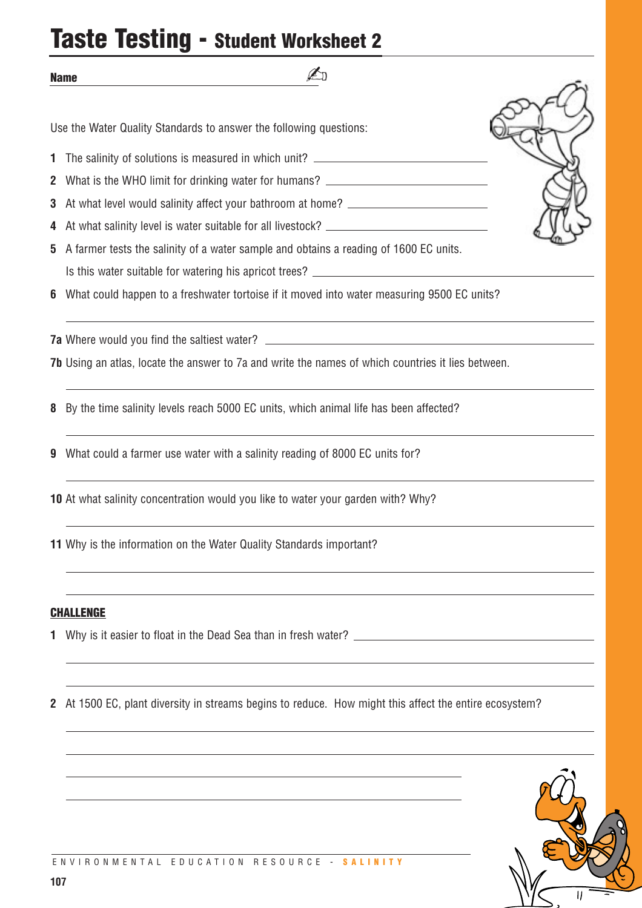# Taste Testing - Student Worksheet 2

**Name** ______________________

Use the Water Quality Standards to answer the following questions:

1. The salinity of solutions is measured in which unit? ______________________
2. What is the WHO limit for drinking water for humans? ______________________
3. At what level would salinity affect your bathroom at home? ______________________
4. At what salinity level is water suitable for all livestock? ______________________
5. A farmer tests the salinity of a water sample and obtains a reading of 1600 EC units. Is this water suitable for watering his apricot trees? ______________________
6. What could happen to a freshwater tortoise if it moved into water measuring 9500 EC units?

______________________

**7a** Where would you find the saltiest water? ______________________

**7b** Using an atlas, locate the answer to 7a and write the names of which countries it lies between.

______________________

8. By the time salinity levels reach 5000 EC units, which animal life has been affected?

______________________

9. What could a farmer use water with a salinity reading of 8000 EC units for?

______________________

10. At what salinity concentration would you like to water your garden with? Why?

______________________

11. Why is the information on the Water Quality Standards important?

______________________

______________________

**CHALLENGE**

1. Why is it easier to float in the Dead Sea than in fresh water? ______________________

______________________

______________________

2. At 1500 EC, plant diversity in streams begins to reduce. How might this affect the entire ecosystem?

______________________

______________________

______________________

______________________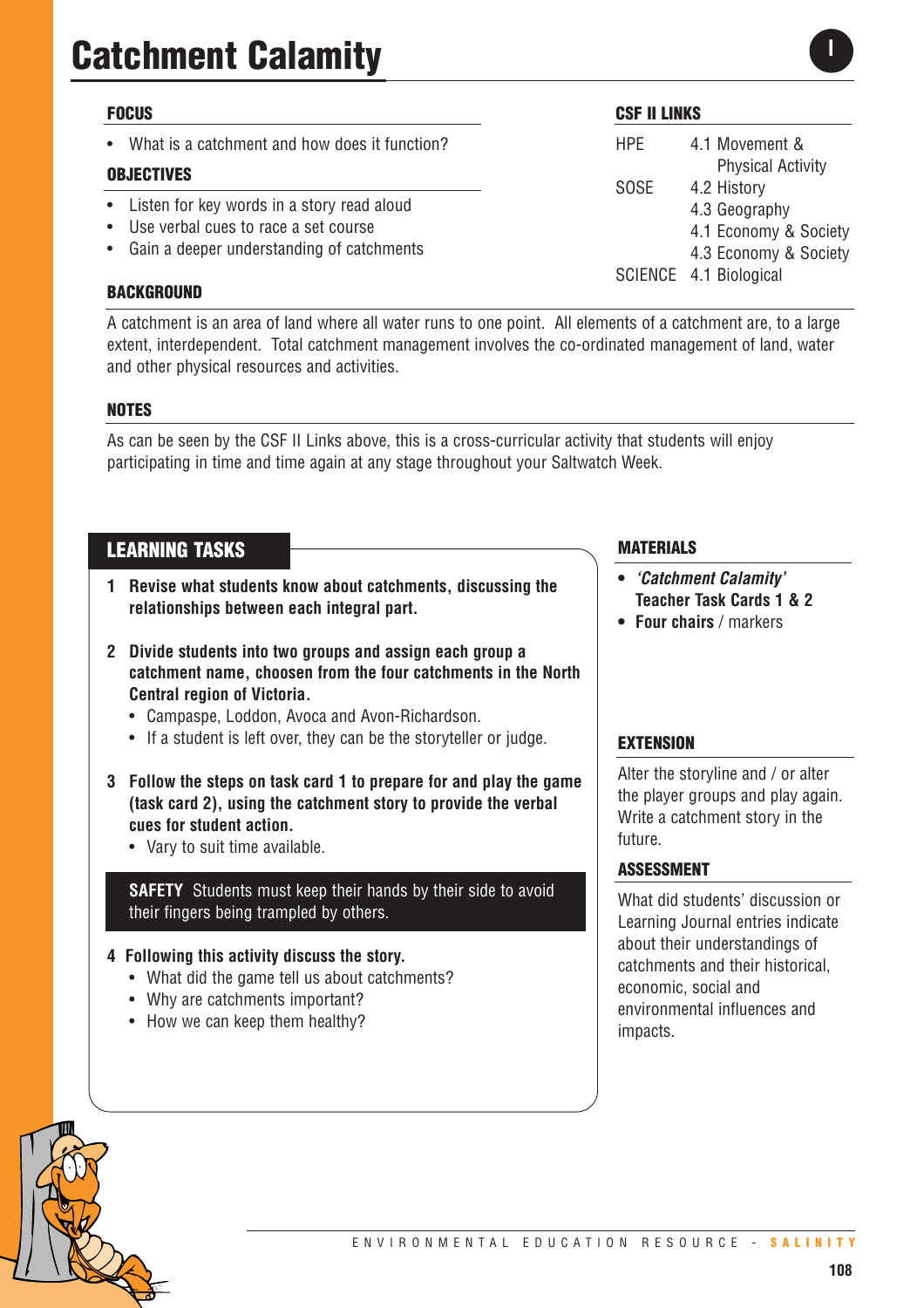# Catchment Calamity

I

## FOCUS

- What is a catchment and how does it function?

## OBJECTIVES

- Listen for key words in a story read aloud
- Use verbal cues to race a set course
- Gain a deeper understanding of catchments

## CSF II LINKS

| | |
|---|---|
| HPE | 4.1 Movement & Physical Activity |
| SOSE | 4.2 History |
| | 4.3 Geography |
| | 4.1 Economy & Society |
| | 4.3 Economy & Society |
| SCIENCE | 4.1 Biological |

## BACKGROUND

A catchment is an area of land where all water runs to one point. All elements of a catchment are, to a large extent, interdependent. Total catchment management involves the co-ordinated management of land, water and other physical resources and activities.

## NOTES

As can be seen by the CSF II Links above, this is a cross-curricular activity that students will enjoy participating in time and time again at any stage throughout your Saltwatch Week.

## LEARNING TASKS

**1 Revise what students know about catchments, discussing the relationships between each integral part.**

**2 Divide students into two groups and assign each group a catchment name, choosen from the four catchments in the North Central region of Victoria.**
- Campaspe, Loddon, Avoca and Avon-Richardson.
- If a student is left over, they can be the storyteller or judge.

**3 Follow the steps on task card 1 to prepare for and play the game (task card 2), using the catchment story to provide the verbal cues for student action.**
- Vary to suit time available.

**SAFETY** Students must keep their hands by their side to avoid their fingers being trampled by others.

**4 Following this activity discuss the story.**
- What did the game tell us about catchments?
- Why are catchments important?
- How we can keep them healthy?

## MATERIALS

- ***'Catchment Calamity'* Teacher Task Cards 1 & 2**
- **Four chairs** / markers

## EXTENSION

Alter the storyline and / or alter the player groups and play again. Write a catchment story in the future.

## ASSESSMENT

What did students' discussion or Learning Journal entries indicate about their understandings of catchments and their historical, economic, social and environmental influences and impacts.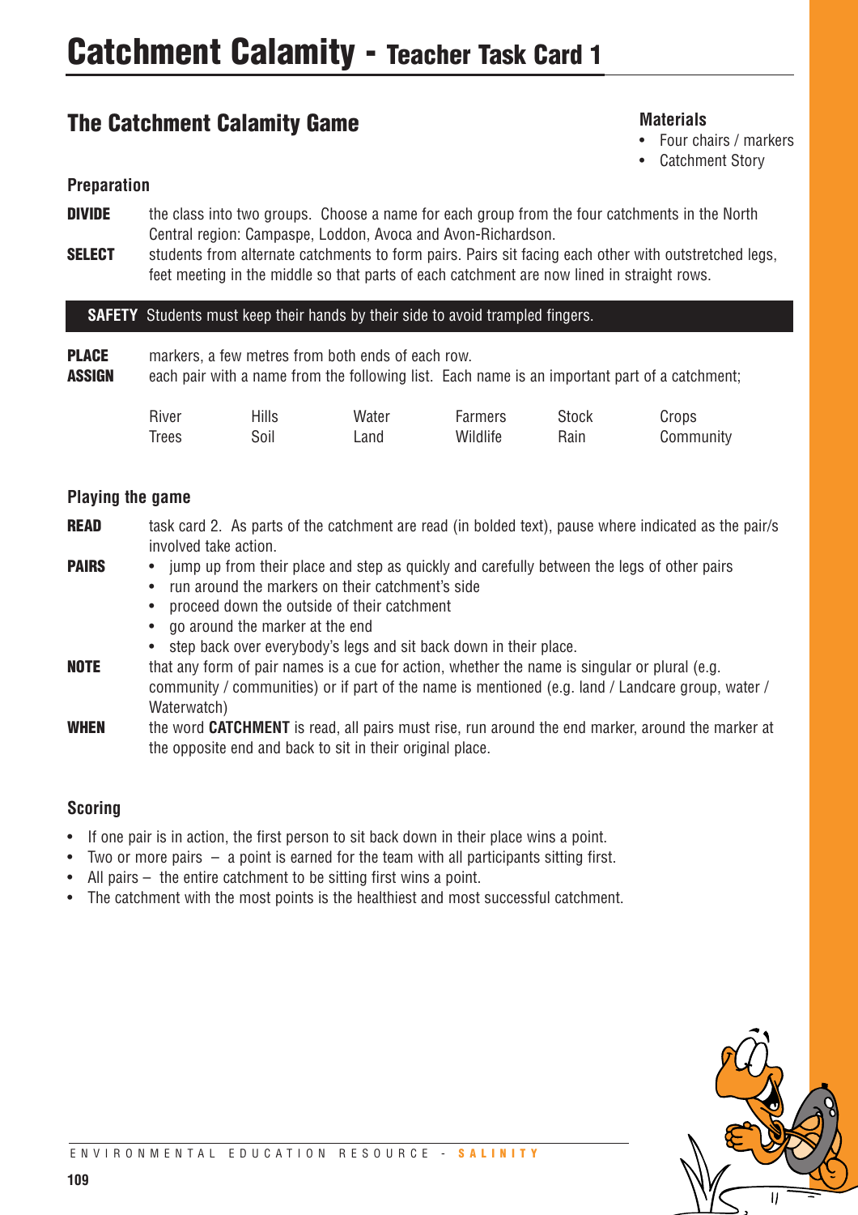# Catchment Calamity - Teacher Task Card 1

## The Catchment Calamity Game

**Materials**

- Four chairs / markers
- Catchment Story

### Preparation

**DIVIDE** the class into two groups. Choose a name for each group from the four catchments in the North Central region: Campaspe, Loddon, Avoca and Avon-Richardson.

**SELECT** students from alternate catchments to form pairs. Pairs sit facing each other with outstretched legs, feet meeting in the middle so that parts of each catchment are now lined in straight rows.

**SAFETY** Students must keep their hands by their side to avoid trampled fingers.

**PLACE** markers, a few metres from both ends of each row.

**ASSIGN** each pair with a name from the following list. Each name is an important part of a catchment;

| River | Hills | Water | Farmers | Stock | Crops |
|---|---|---|---|---|---|
| Trees | Soil | Land | Wildlife | Rain | Community |

### Playing the game

**READ** task card 2. As parts of the catchment are read (in bolded text), pause where indicated as the pair/s involved take action.

**PAIRS**

- jump up from their place and step as quickly and carefully between the legs of other pairs
- run around the markers on their catchment's side
- proceed down the outside of their catchment
- go around the marker at the end
- step back over everybody's legs and sit back down in their place.

**NOTE** that any form of pair names is a cue for action, whether the name is singular or plural (e.g. community / communities) or if part of the name is mentioned (e.g. land / Landcare group, water / Waterwatch)

**WHEN** the word **CATCHMENT** is read, all pairs must rise, run around the end marker, around the marker at the opposite end and back to sit in their original place.

### Scoring

- If one pair is in action, the first person to sit back down in their place wins a point.
- Two or more pairs – a point is earned for the team with all participants sitting first.
- All pairs – the entire catchment to be sitting first wins a point.
- The catchment with the most points is the healthiest and most successful catchment.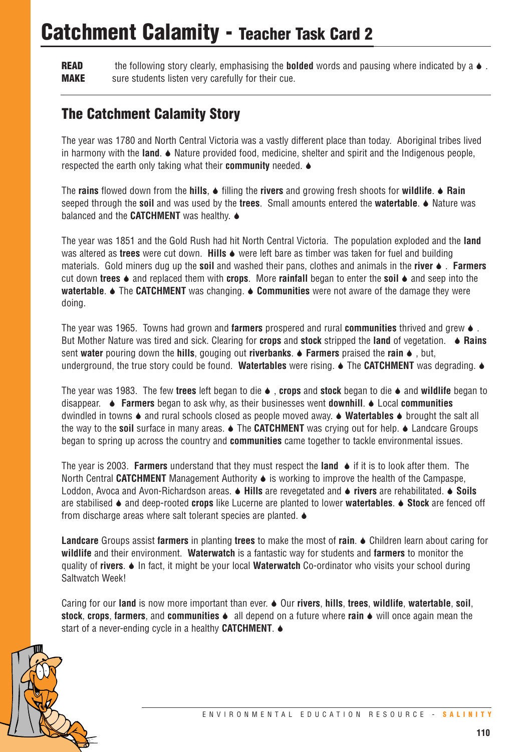# Catchment Calamity - Teacher Task Card 2

**READ** the following story clearly, emphasising the **bolded** words and pausing where indicated by a ♦ .
**MAKE** sure students listen very carefully for their cue.

## The Catchment Calamity Story

The year was 1780 and North Central Victoria was a vastly different place than today. Aboriginal tribes lived in harmony with the **land**. ♦ Nature provided food, medicine, shelter and spirit and the Indigenous people, respected the earth only taking what their **community** needed. ♦

The **rains** flowed down from the **hills**, ♦ filling the **rivers** and growing fresh shoots for **wildlife**. ♦ **Rain** seeped through the **soil** and was used by the **trees**. Small amounts entered the **watertable**. ♦ Nature was balanced and the **CATCHMENT** was healthy. ♦

The year was 1851 and the Gold Rush had hit North Central Victoria. The population exploded and the **land** was altered as **trees** were cut down. **Hills** ♦ were left bare as timber was taken for fuel and building materials. Gold miners dug up the **soil** and washed their pans, clothes and animals in the **river** ♦ . **Farmers** cut down **trees** ♦ and replaced them with **crops**. More **rainfall** began to enter the **soil** ♦ and seep into the **watertable**. ♦ The **CATCHMENT** was changing. ♦ **Communities** were not aware of the damage they were doing.

The year was 1965. Towns had grown and **farmers** prospered and rural **communities** thrived and grew ♦ . But Mother Nature was tired and sick. Clearing for **crops** and **stock** stripped the **land** of vegetation. ♦ **Rains** sent **water** pouring down the **hills**, gouging out **riverbanks**. ♦ **Farmers** praised the **rain** ♦ , but, underground, the true story could be found. **Watertables** were rising. ♦ The **CATCHMENT** was degrading. ♦

The year was 1983. The few **trees** left began to die ♦ , **crops** and **stock** began to die ♦ and **wildlife** began to disappear. ♦ **Farmers** began to ask why, as their businesses went **downhill**. ♦ Local **communities** dwindled in towns ♦ and rural schools closed as people moved away. ♦ **Watertables** ♦ brought the salt all the way to the **soil** surface in many areas. ♦ The **CATCHMENT** was crying out for help. ♦ Landcare Groups began to spring up across the country and **communities** came together to tackle environmental issues.

The year is 2003. **Farmers** understand that they must respect the **land** ♦ if it is to look after them. The North Central **CATCHMENT** Management Authority ♦ is working to improve the health of the Campaspe, Loddon, Avoca and Avon-Richardson areas. ♦ **Hills** are revegetated and ♦ **rivers** are rehabilitated. ♦ **Soils** are stabilised ♦ and deep-rooted **crops** like Lucerne are planted to lower **watertables**. ♦ **Stock** are fenced off from discharge areas where salt tolerant species are planted. ♦

**Landcare** Groups assist **farmers** in planting **trees** to make the most of **rain**. ♦ Children learn about caring for **wildlife** and their environment. **Waterwatch** is a fantastic way for students and **farmers** to monitor the quality of **rivers**. ♦ In fact, it might be your local **Waterwatch** Co-ordinator who visits your school during Saltwatch Week!

Caring for our **land** is now more important than ever. ♦ Our **rivers**, **hills**, **trees**, **wildlife**, **watertable**, **soil**, **stock**, **crops**, **farmers**, and **communities** ♦ all depend on a future where **rain** ♦ will once again mean the start of a never-ending cycle in a healthy **CATCHMENT**. ♦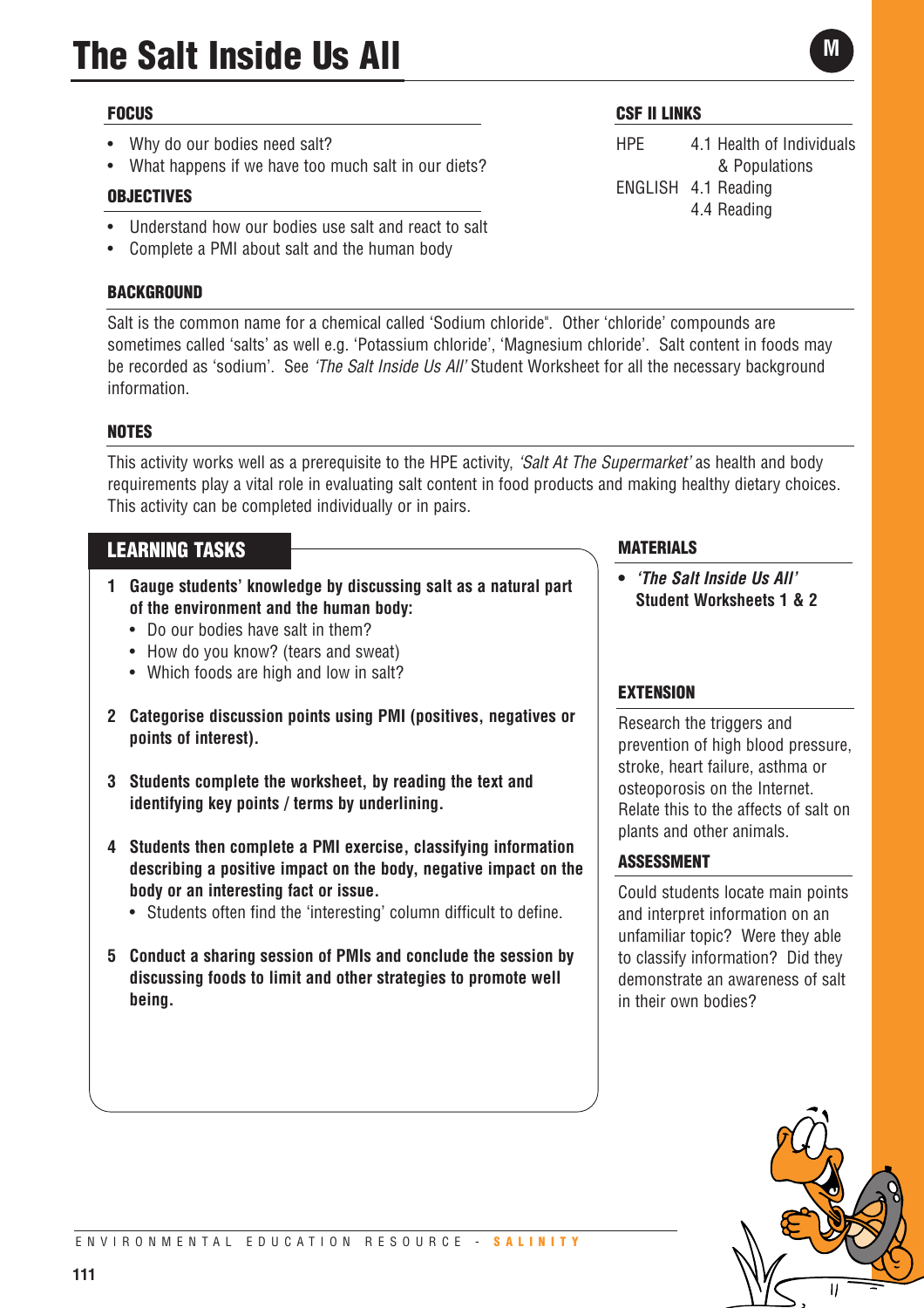# The Salt Inside Us All

M

## FOCUS

- Why do our bodies need salt?
- What happens if we have too much salt in our diets?

## OBJECTIVES

- Understand how our bodies use salt and react to salt
- Complete a PMI about salt and the human body

## CSF II LINKS

| | |
|---|---|
| HPE | 4.1 Health of Individuals & Populations |
| ENGLISH | 4.1 Reading |
| | 4.4 Reading |

## BACKGROUND

Salt is the common name for a chemical called 'Sodium chloride". Other 'chloride' compounds are sometimes called 'salts' as well e.g. 'Potassium chloride', 'Magnesium chloride'. Salt content in foods may be recorded as 'sodium'. See *'The Salt Inside Us All'* Student Worksheet for all the necessary background information.

## NOTES

This activity works well as a prerequisite to the HPE activity, *'Salt At The Supermarket'* as health and body requirements play a vital role in evaluating salt content in food products and making healthy dietary choices. This activity can be completed individually or in pairs.

## LEARNING TASKS

1. **Gauge students' knowledge by discussing salt as a natural part of the environment and the human body:**
   - Do our bodies have salt in them?
   - How do you know? (tears and sweat)
   - Which foods are high and low in salt?
2. **Categorise discussion points using PMI (positives, negatives or points of interest).**
3. **Students complete the worksheet, by reading the text and identifying key points / terms by underlining.**
4. **Students then complete a PMI exercise, classifying information describing a positive impact on the body, negative impact on the body or an interesting fact or issue.**
   - Students often find the 'interesting' column difficult to define.
5. **Conduct a sharing session of PMIs and conclude the session by discussing foods to limit and other strategies to promote well being.**

## MATERIALS

- ***'The Salt Inside Us All'* Student Worksheets 1 & 2**

## EXTENSION

Research the triggers and prevention of high blood pressure, stroke, heart failure, asthma or osteoporosis on the Internet. Relate this to the affects of salt on plants and other animals.

## ASSESSMENT

Could students locate main points and interpret information on an unfamiliar topic? Were they able to classify information? Did they demonstrate an awareness of salt in their own bodies?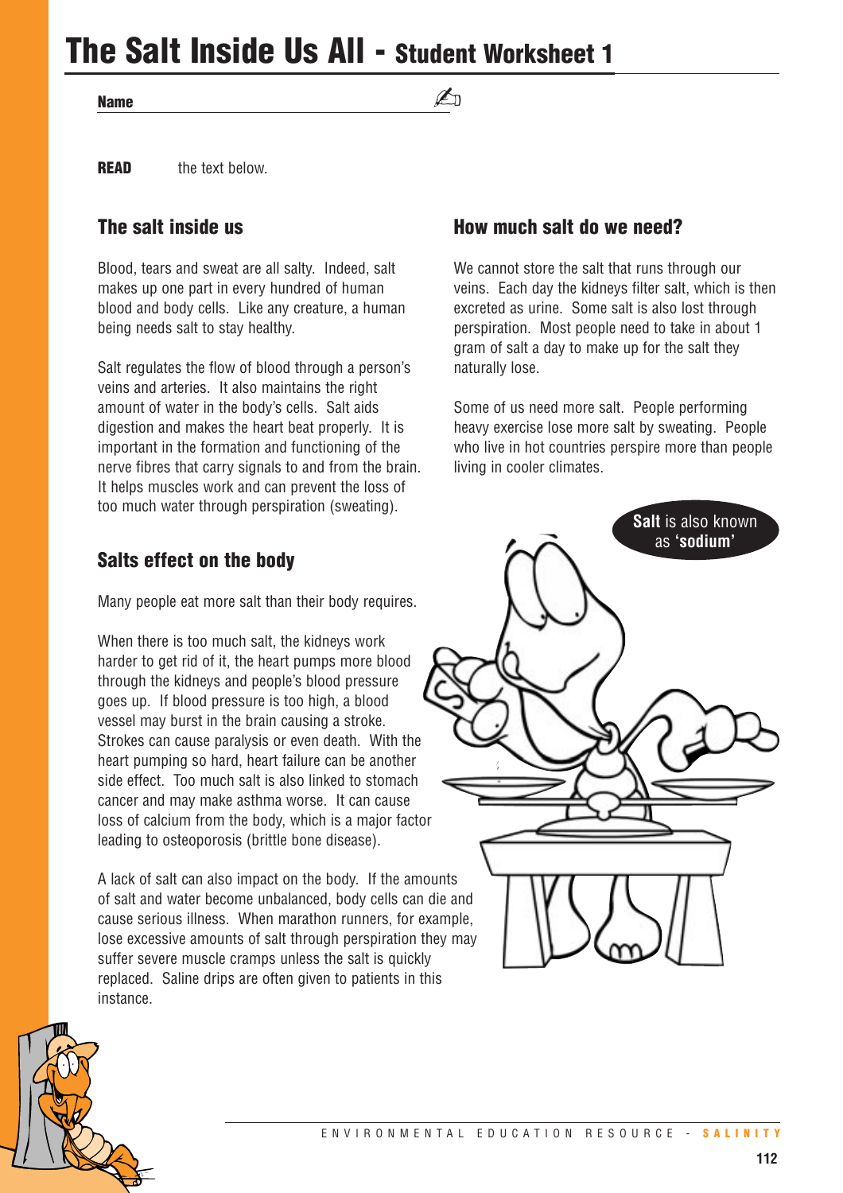# The Salt Inside Us All - Student Worksheet 1

**Name** ____________________________________

**READ** the text below.

## The salt inside us

Blood, tears and sweat are all salty. Indeed, salt makes up one part in every hundred of human blood and body cells. Like any creature, a human being needs salt to stay healthy.

Salt regulates the flow of blood through a person's veins and arteries. It also maintains the right amount of water in the body's cells. Salt aids digestion and makes the heart beat properly. It is important in the formation and functioning of the nerve fibres that carry signals to and from the brain. It helps muscles work and can prevent the loss of too much water through perspiration (sweating).

## Salts effect on the body

Many people eat more salt than their body requires.

When there is too much salt, the kidneys work harder to get rid of it, the heart pumps more blood through the kidneys and people's blood pressure goes up. If blood pressure is too high, a blood vessel may burst in the brain causing a stroke. Strokes can cause paralysis or even death. With the heart pumping so hard, heart failure can be another side effect. Too much salt is also linked to stomach cancer and may make asthma worse. It can cause loss of calcium from the body, which is a major factor leading to osteoporosis (brittle bone disease).

A lack of salt can also impact on the body. If the amounts of salt and water become unbalanced, body cells can die and cause serious illness. When marathon runners, for example, lose excessive amounts of salt through perspiration they may suffer severe muscle cramps unless the salt is quickly replaced. Saline drips are often given to patients in this instance.

## How much salt do we need?

We cannot store the salt that runs through our veins. Each day the kidneys filter salt, which is then excreted as urine. Some salt is also lost through perspiration. Most people need to take in about 1 gram of salt a day to make up for the salt they naturally lose.

Some of us need more salt. People performing heavy exercise lose more salt by sweating. People who live in hot countries perspire more than people living in cooler climates.

**Salt** is also known as **'sodium'**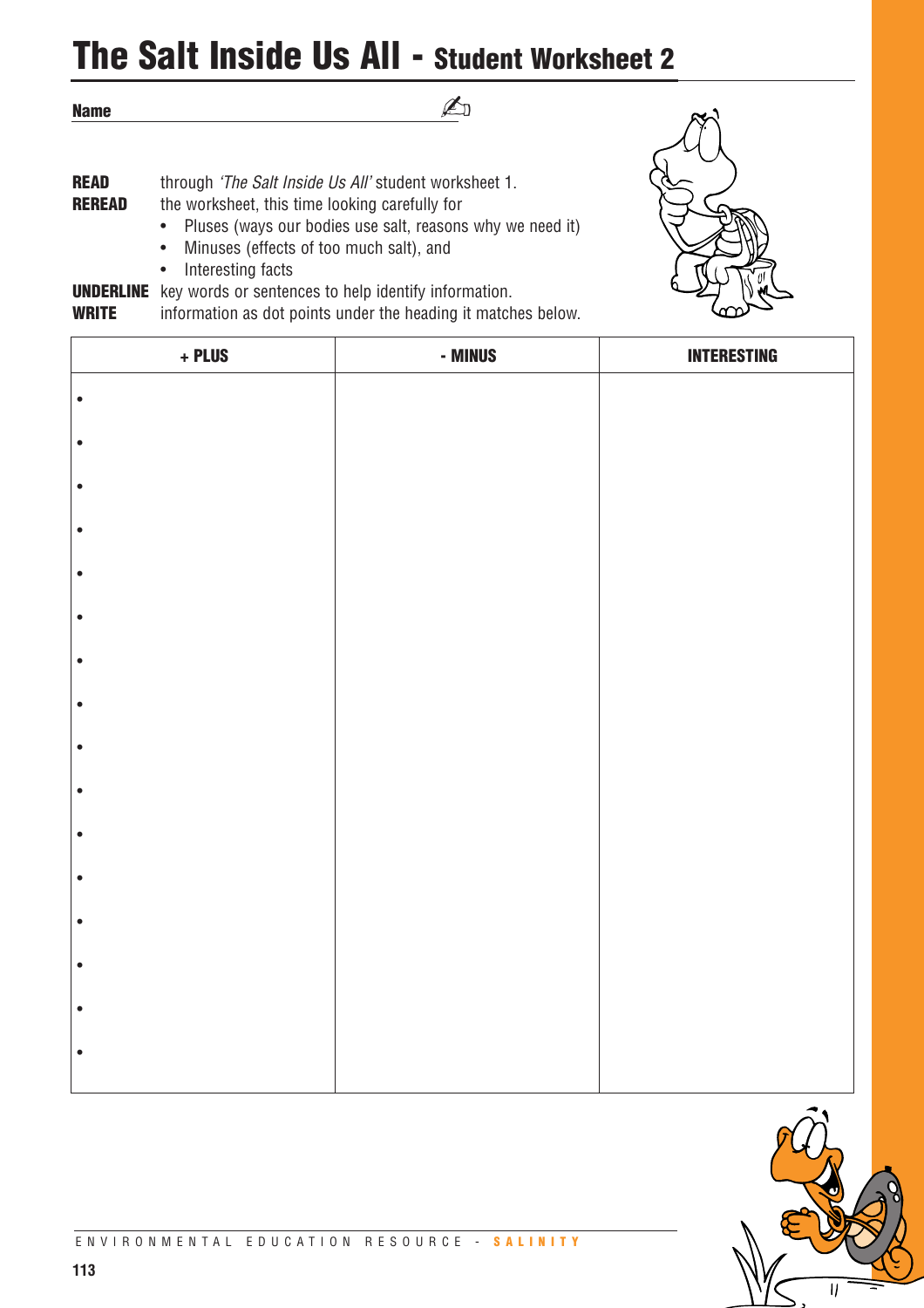# The Salt Inside Us All - Student Worksheet 2

**Name** ______________________________

**READ** through *'The Salt Inside Us All'* student worksheet 1.

**REREAD** the worksheet, this time looking carefully for

- Pluses (ways our bodies use salt, reasons why we need it)
- Minuses (effects of too much salt), and
- Interesting facts

**UNDERLINE** key words or sentences to help identify information.

**WRITE** information as dot points under the heading it matches below.

| + PLUS | - MINUS | INTERESTING |
|---|---|---|
| • | | |
| • | | |
| • | | |
| • | | |
| • | | |
| • | | |
| • | | |
| • | | |
| • | | |
| • | | |
| • | | |
| • | | |
| • | | |
| • | | |
| • | | |
| • | | |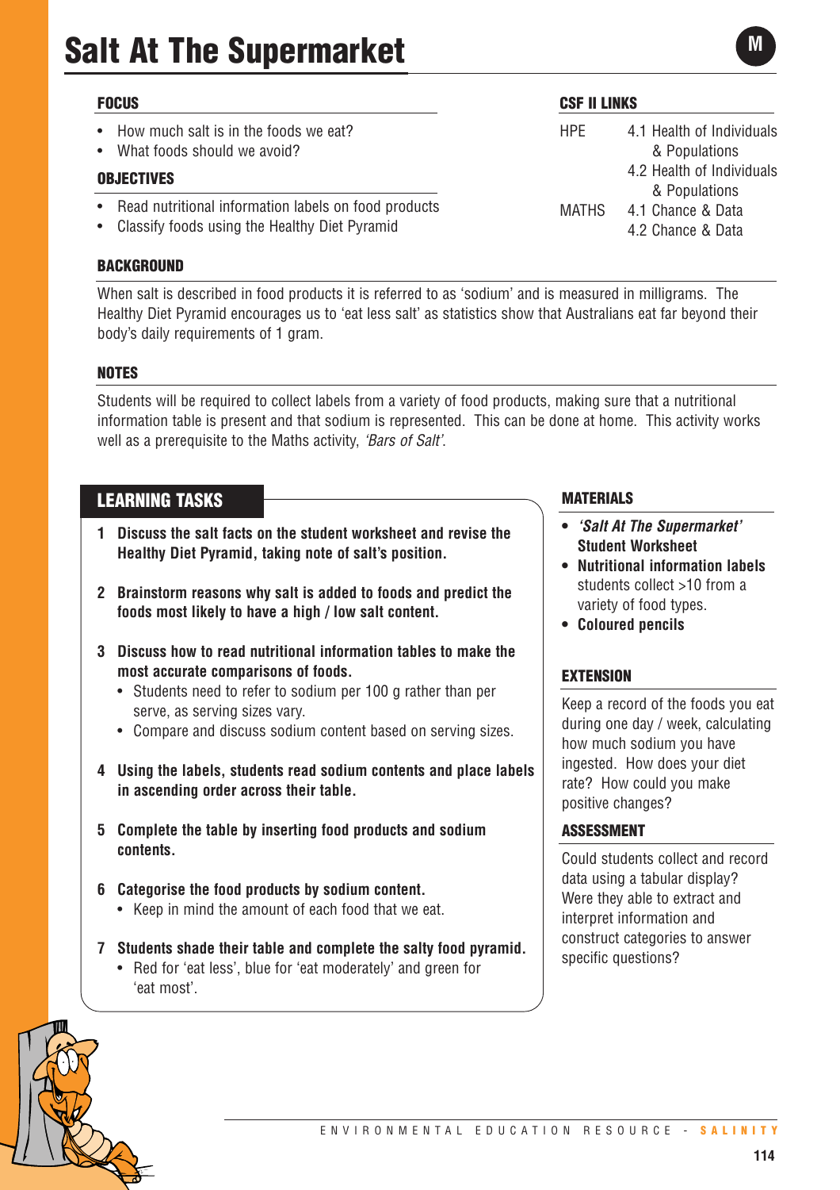# Salt At The Supermarket

M

## FOCUS

- How much salt is in the foods we eat?
- What foods should we avoid?

## OBJECTIVES

- Read nutritional information labels on food products
- Classify foods using the Healthy Diet Pyramid

## CSF II LINKS

| | |
|---|---|
| HPE | 4.1 Health of Individuals & Populations |
| | 4.2 Health of Individuals & Populations |
| MATHS | 4.1 Chance & Data |
| | 4.2 Chance & Data |

## BACKGROUND

When salt is described in food products it is referred to as 'sodium' and is measured in milligrams. The Healthy Diet Pyramid encourages us to 'eat less salt' as statistics show that Australians eat far beyond their body's daily requirements of 1 gram.

## NOTES

Students will be required to collect labels from a variety of food products, making sure that a nutritional information table is present and that sodium is represented. This can be done at home. This activity works well as a prerequisite to the Maths activity, *'Bars of Salt'*.

## LEARNING TASKS

1. **Discuss the salt facts on the student worksheet and revise the Healthy Diet Pyramid, taking note of salt's position.**
2. **Brainstorm reasons why salt is added to foods and predict the foods most likely to have a high / low salt content.**
3. **Discuss how to read nutritional information tables to make the most accurate comparisons of foods.**
   - Students need to refer to sodium per 100 g rather than per serve, as serving sizes vary.
   - Compare and discuss sodium content based on serving sizes.
4. **Using the labels, students read sodium contents and place labels in ascending order across their table.**
5. **Complete the table by inserting food products and sodium contents.**
6. **Categorise the food products by sodium content.**
   - Keep in mind the amount of each food that we eat.
7. **Students shade their table and complete the salty food pyramid.**
   - Red for 'eat less', blue for 'eat moderately' and green for 'eat most'.

## MATERIALS

- ***'Salt At The Supermarket'* Student Worksheet**
- **Nutritional information labels** students collect >10 from a variety of food types.
- **Coloured pencils**

## EXTENSION

Keep a record of the foods you eat during one day / week, calculating how much sodium you have ingested. How does your diet rate? How could you make positive changes?

## ASSESSMENT

Could students collect and record data using a tabular display? Were they able to extract and interpret information and construct categories to answer specific questions?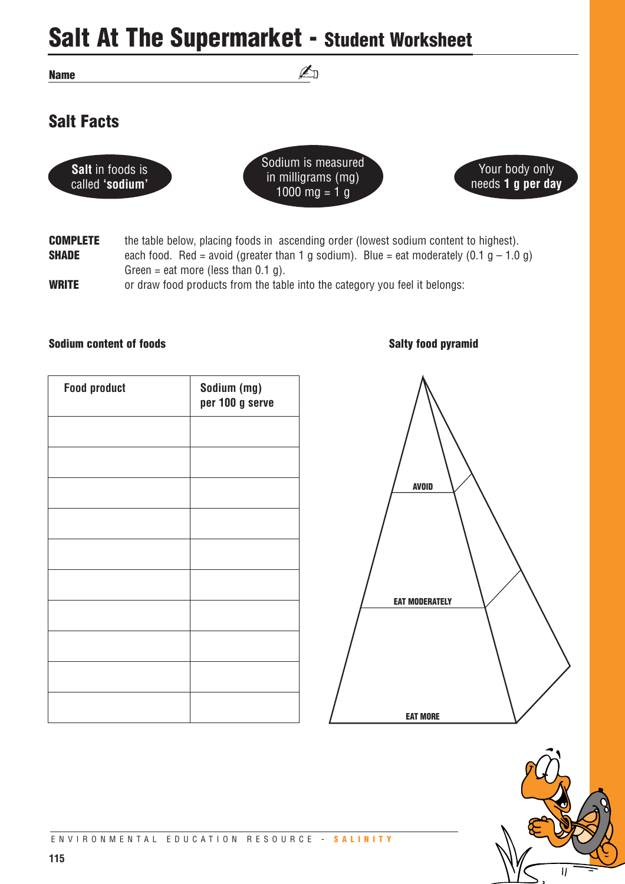# Salt At The Supermarket - Student Worksheet

**Name** ______________________________

## Salt Facts

**Salt** in foods is called **'sodium'**

Sodium is measured in milligrams (mg) 1000 mg = 1 g

Your body only needs **1 g per day**

**COMPLETE** the table below, placing foods in ascending order (lowest sodium content to highest).

**SHADE** each food. Red = avoid (greater than 1 g sodium). Blue = eat moderately (0.1 g – 1.0 g) Green = eat more (less than 0.1 g).

**WRITE** or draw food products from the table into the category you feel it belongs:

**Sodium content of foods**

| Food product | Sodium (mg) per 100 g serve |
|---|---|
| | |
| | |
| | |
| | |
| | |
| | |
| | |
| | |
| | |
| | |

**Salty food pyramid**

AVOID

EAT MODERATELY

EAT MORE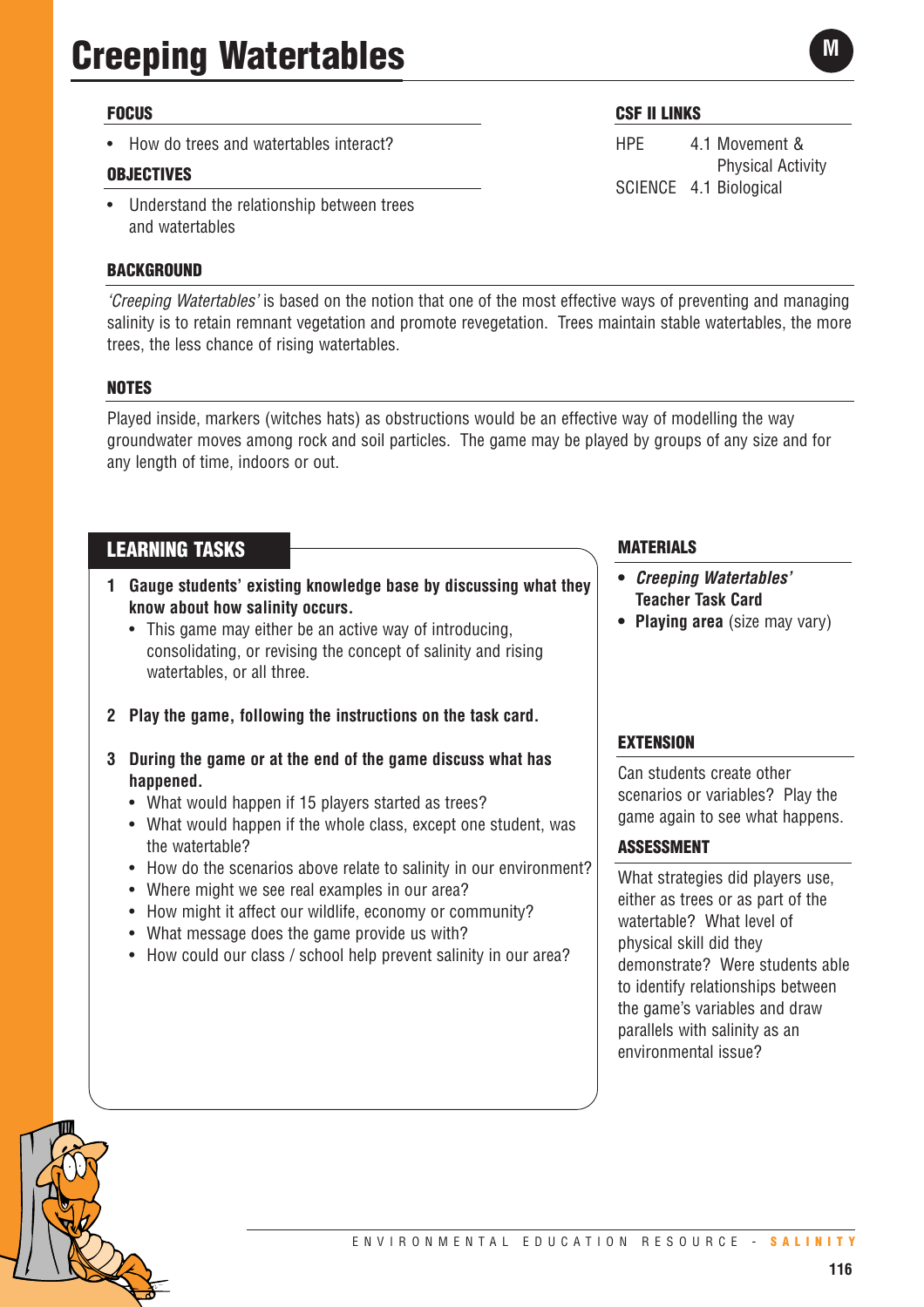# Creeping Watertables

M

## FOCUS

- How do trees and watertables interact?

## OBJECTIVES

- Understand the relationship between trees and watertables

## CSF II LINKS

HPE 4.1 Movement & Physical Activity
SCIENCE 4.1 Biological

## BACKGROUND

*'Creeping Watertables'* is based on the notion that one of the most effective ways of preventing and managing salinity is to retain remnant vegetation and promote revegetation. Trees maintain stable watertables, the more trees, the less chance of rising watertables.

## NOTES

Played inside, markers (witches hats) as obstructions would be an effective way of modelling the way groundwater moves among rock and soil particles. The game may be played by groups of any size and for any length of time, indoors or out.

## LEARNING TASKS

**1 Gauge students' existing knowledge base by discussing what they know about how salinity occurs.**

- This game may either be an active way of introducing, consolidating, or revising the concept of salinity and rising watertables, or all three.

**2 Play the game, following the instructions on the task card.**

**3 During the game or at the end of the game discuss what has happened.**

- What would happen if 15 players started as trees?
- What would happen if the whole class, except one student, was the watertable?
- How do the scenarios above relate to salinity in our environment?
- Where might we see real examples in our area?
- How might it affect our wildlife, economy or community?
- What message does the game provide us with?
- How could our class / school help prevent salinity in our area?

## MATERIALS

- ***Creeping Watertables'* Teacher Task Card**
- **Playing area** (size may vary)

## EXTENSION

Can students create other scenarios or variables? Play the game again to see what happens.

## ASSESSMENT

What strategies did players use, either as trees or as part of the watertable? What level of physical skill did they demonstrate? Were students able to identify relationships between the game's variables and draw parallels with salinity as an environmental issue?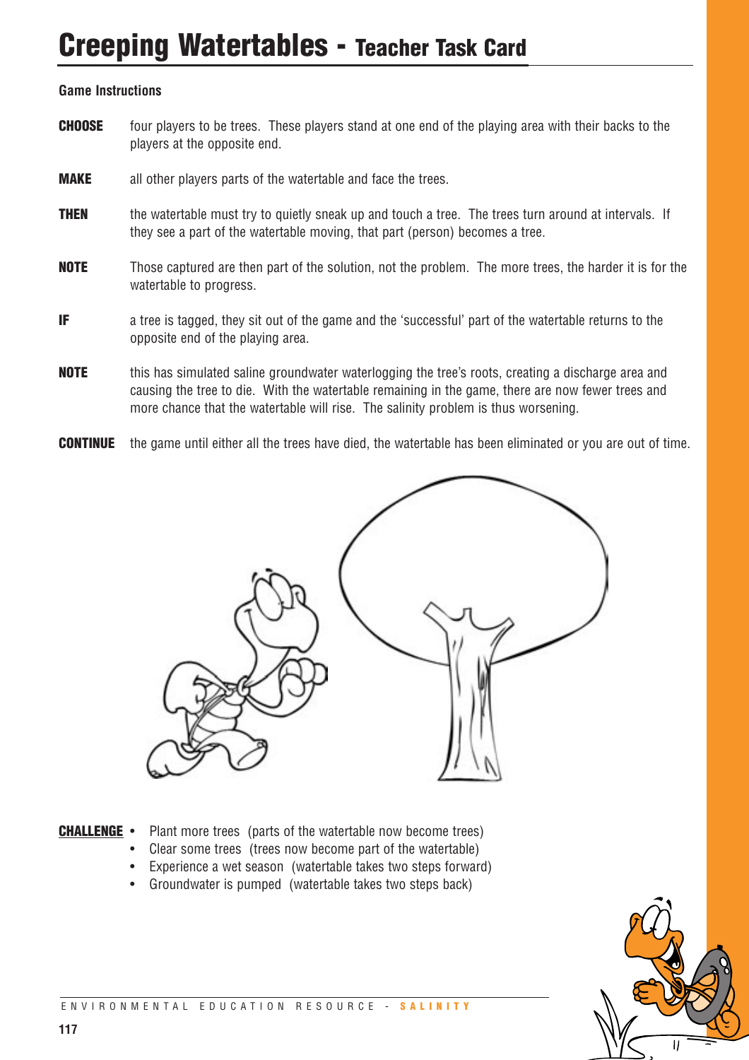# Creeping Watertables - Teacher Task Card

**Game Instructions**

**CHOOSE** four players to be trees. These players stand at one end of the playing area with their backs to the players at the opposite end.

**MAKE** all other players parts of the watertable and face the trees.

**THEN** the watertable must try to quietly sneak up and touch a tree. The trees turn around at intervals. If they see a part of the watertable moving, that part (person) becomes a tree.

**NOTE** Those captured are then part of the solution, not the problem. The more trees, the harder it is for the watertable to progress.

**IF** a tree is tagged, they sit out of the game and the 'successful' part of the watertable returns to the opposite end of the playing area.

**NOTE** this has simulated saline groundwater waterlogging the tree's roots, creating a discharge area and causing the tree to die. With the watertable remaining in the game, there are now fewer trees and more chance that the watertable will rise. The salinity problem is thus worsening.

**CONTINUE** the game until either all the trees have died, the watertable has been eliminated or you are out of time.

**CHALLENGE**

- Plant more trees (parts of the watertable now become trees)
- Clear some trees (trees now become part of the watertable)
- Experience a wet season (watertable takes two steps forward)
- Groundwater is pumped (watertable takes two steps back)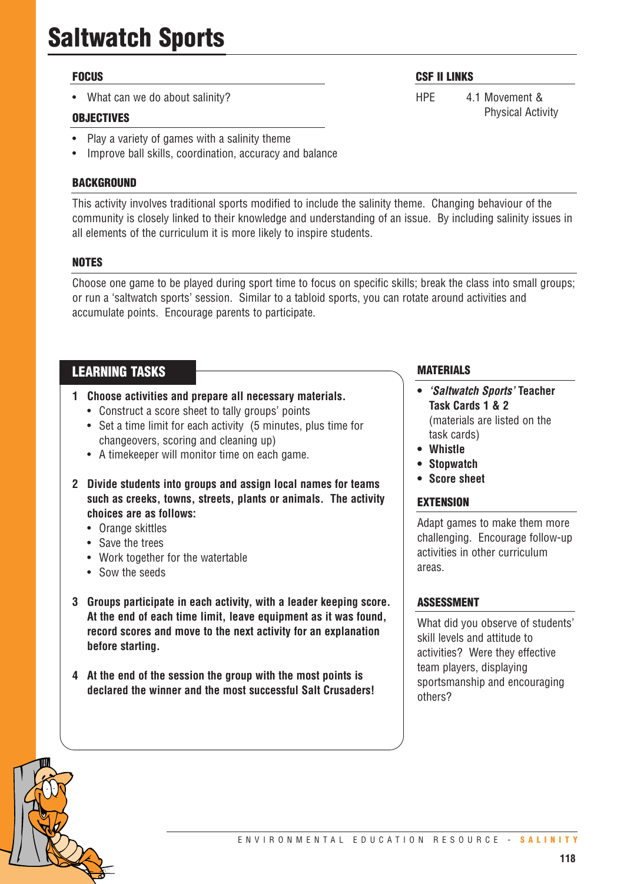# Saltwatch Sports

### FOCUS

- What can we do about salinity?

### OBJECTIVES

- Play a variety of games with a salinity theme
- Improve ball skills, coordination, accuracy and balance

### CSF II LINKS

HPE 4.1 Movement & Physical Activity

### BACKGROUND

This activity involves traditional sports modified to include the salinity theme. Changing behaviour of the community is closely linked to their knowledge and understanding of an issue. By including salinity issues in all elements of the curriculum it is more likely to inspire students.

### NOTES

Choose one game to be played during sport time to focus on specific skills; break the class into small groups; or run a 'saltwatch sports' session. Similar to a tabloid sports, you can rotate around activities and accumulate points. Encourage parents to participate.

## LEARNING TASKS

1. **Choose activities and prepare all necessary materials.**
   - Construct a score sheet to tally groups' points
   - Set a time limit for each activity (5 minutes, plus time for changeovers, scoring and cleaning up)
   - A timekeeper will monitor time on each game.
2. **Divide students into groups and assign local names for teams such as creeks, towns, streets, plants or animals. The activity choices are as follows:**
   - Orange skittles
   - Save the trees
   - Work together for the watertable
   - Sow the seeds
3. **Groups participate in each activity, with a leader keeping score. At the end of each time limit, leave equipment as it was found, record scores and move to the next activity for an explanation before starting.**
4. **At the end of the session the group with the most points is declared the winner and the most successful Salt Crusaders!**

### MATERIALS

- ***'Saltwatch Sports'* Teacher Task Cards 1 & 2** (materials are listed on the task cards)
- **Whistle**
- **Stopwatch**
- **Score sheet**

### EXTENSION

Adapt games to make them more challenging. Encourage follow-up activities in other curriculum areas.

### ASSESSMENT

What did you observe of students' skill levels and attitude to activities? Were they effective team players, displaying sportsmanship and encouraging others?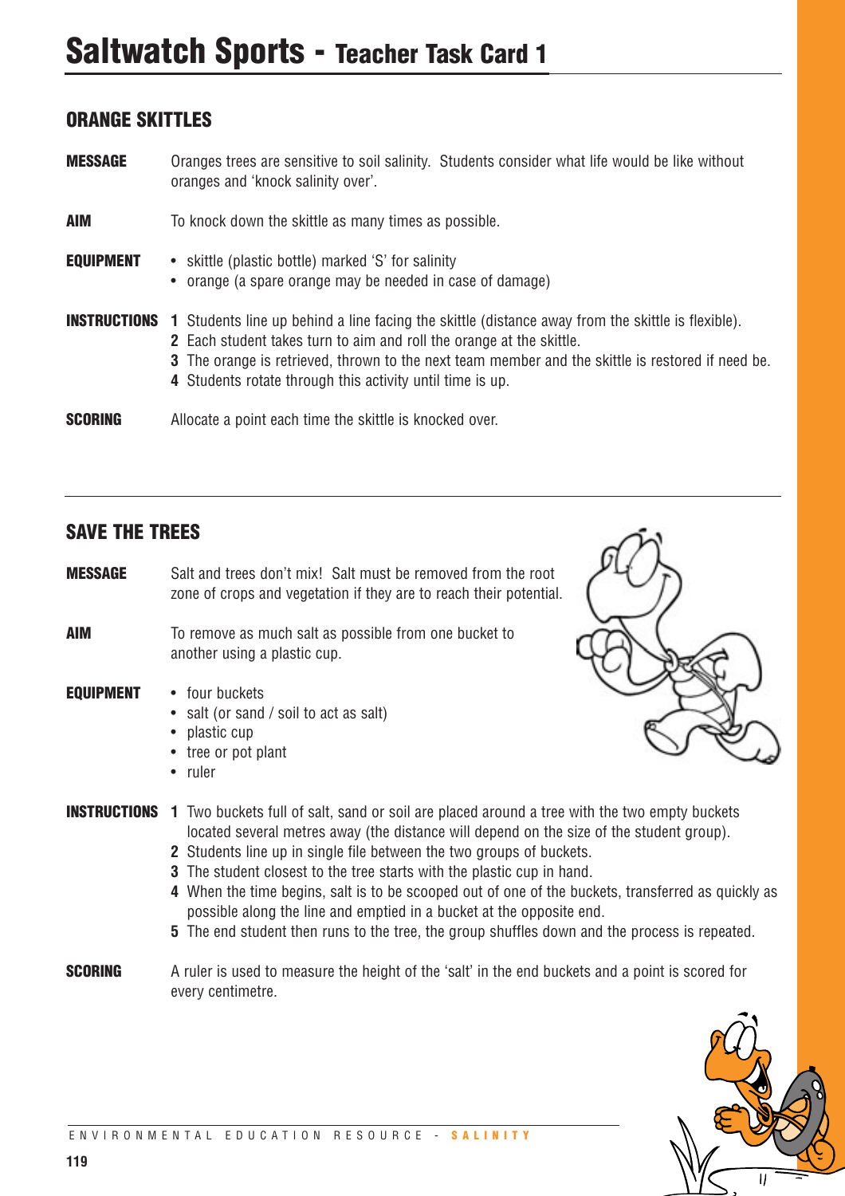# Saltwatch Sports - Teacher Task Card 1

## ORANGE SKITTLES

**MESSAGE** Oranges trees are sensitive to soil salinity. Students consider what life would be like without oranges and 'knock salinity over'.

**AIM** To knock down the skittle as many times as possible.

**EQUIPMENT**
- skittle (plastic bottle) marked 'S' for salinity
- orange (a spare orange may be needed in case of damage)

**INSTRUCTIONS**
1. Students line up behind a line facing the skittle (distance away from the skittle is flexible).
2. Each student takes turn to aim and roll the orange at the skittle.
3. The orange is retrieved, thrown to the next team member and the skittle is restored if need be.
4. Students rotate through this activity until time is up.

**SCORING** Allocate a point each time the skittle is knocked over.

## SAVE THE TREES

**MESSAGE** Salt and trees don't mix! Salt must be removed from the root zone of crops and vegetation if they are to reach their potential.

**AIM** To remove as much salt as possible from one bucket to another using a plastic cup.

**EQUIPMENT**
- four buckets
- salt (or sand / soil to act as salt)
- plastic cup
- tree or pot plant
- ruler

**INSTRUCTIONS**
1. Two buckets full of salt, sand or soil are placed around a tree with the two empty buckets located several metres away (the distance will depend on the size of the student group).
2. Students line up in single file between the two groups of buckets.
3. The student closest to the tree starts with the plastic cup in hand.
4. When the time begins, salt is to be scooped out of one of the buckets, transferred as quickly as possible along the line and emptied in a bucket at the opposite end.
5. The end student then runs to the tree, the group shuffles down and the process is repeated.

**SCORING** A ruler is used to measure the height of the 'salt' in the end buckets and a point is scored for every centimetre.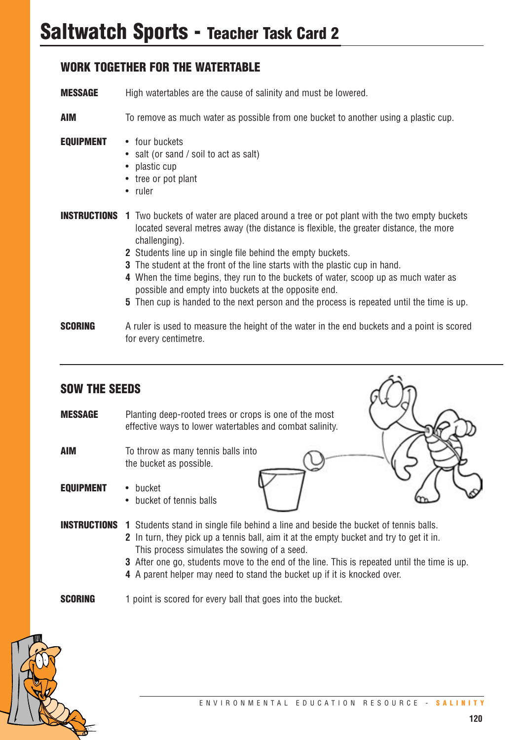# Saltwatch Sports - Teacher Task Card 2

## WORK TOGETHER FOR THE WATERTABLE

**MESSAGE** High watertables are the cause of salinity and must be lowered.

**AIM** To remove as much water as possible from one bucket to another using a plastic cup.

**EQUIPMENT**

- four buckets
- salt (or sand / soil to act as salt)
- plastic cup
- tree or pot plant
- ruler

**INSTRUCTIONS**

1. Two buckets of water are placed around a tree or pot plant with the two empty buckets located several metres away (the distance is flexible, the greater distance, the more challenging).
2. Students line up in single file behind the empty buckets.
3. The student at the front of the line starts with the plastic cup in hand.
4. When the time begins, they run to the buckets of water, scoop up as much water as possible and empty into buckets at the opposite end.
5. Then cup is handed to the next person and the process is repeated until the time is up.

**SCORING** A ruler is used to measure the height of the water in the end buckets and a point is scored for every centimetre.

## SOW THE SEEDS

**MESSAGE** Planting deep-rooted trees or crops is one of the most effective ways to lower watertables and combat salinity.

**AIM** To throw as many tennis balls into the bucket as possible.

**EQUIPMENT**

- bucket
- bucket of tennis balls

**INSTRUCTIONS**

1. Students stand in single file behind a line and beside the bucket of tennis balls.
2. In turn, they pick up a tennis ball, aim it at the empty bucket and try to get it in. This process simulates the sowing of a seed.
3. After one go, students move to the end of the line. This is repeated until the time is up.
4. A parent helper may need to stand the bucket up if it is knocked over.

**SCORING** 1 point is scored for every ball that goes into the bucket.